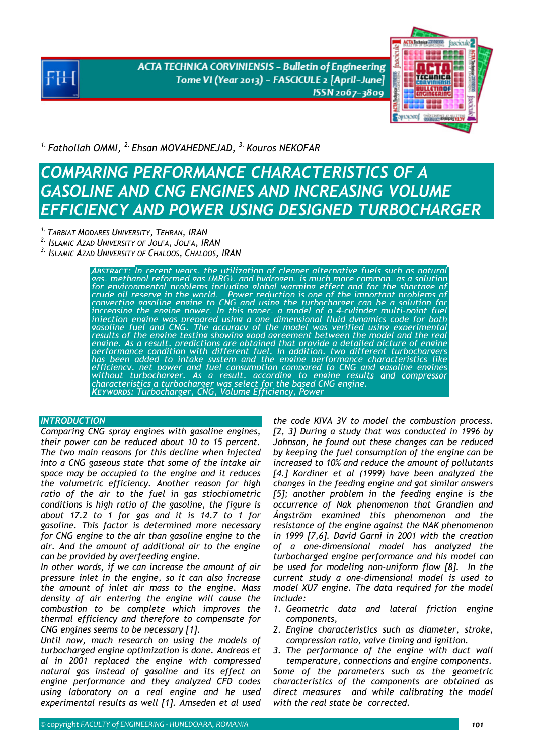[1.] Fathollah OMMI, [2.] Ehsan MOVAHEDNEJAD, [3.] Kouros NEKOFAR

# COMPARING PERFORMANCE CHARACTERISTICS OF A GASOLINE AND CNG ENGINES AND INCREASING VOLUME EFFICIENCY AND POWER USING DESIGNED TURBOCHARGER

[1.] TARBIAT MODARES UNIVERSITY, TEHRAN, IRAN
[2.] ISLAMIC AZAD UNIVERSITY OF JOLFA, JOLFA, IRAN
[3.] ISLAMIC AZAD UNIVERSITY OF CHALOOS, CHALOOS, IRAN

**ABSTRACT:** In recent years, the utilization of cleaner alternative fuels such as natural gas, methanol reformed gas (MRG), and hydrogen, is much more common, as a solution for environmental problems including global warming effect and for the shortage of crude oil reserve in the world. Power reduction is one of the important problems of converting gasoline engine to CNG and using the turbocharger can be a solution for increasing the engine power. In this paper, a model of a 4-cylinder multi-point fuel injection engine was prepared using a one dimensional fluid dynamics code for both gasoline fuel and CNG. The accuracy of the model was verified using experimental results of the engine testing showing good agreement between the model and the real engine. As a result, predictions are obtained that provide a detailed picture of engine performance condition with different fuel. In addition, two different turbochargers has been added to intake system and the engine performance characteristics like efficiency, net power and fuel consumption compared to CNG and gasoline engines without turbocharger. As a result, according to engine results and compressor characteristics a turbocharger was select for the based CNG engine.
**KEYWORDS:** Turbocharger, CNG, Volume Efficiency, Power

## INTRODUCTION

Comparing CNG spray engines with gasoline engines, their power can be reduced about 10 to 15 percent. The two main reasons for this decline when injected into a CNG gaseous state that some of the intake air space may be occupied to the engine and it reduces the volumetric efficiency. Another reason for high ratio of the air to the fuel in gas stiochiometric conditions is high ratio of the gasoline, the figure is about 17.2 to 1 for gas and it is 14.7 to 1 for gasoline. This factor is determined more necessary for CNG engine to the air than gasoline engine to the air. And the amount of additional air to the engine can be provided by overfeeding engine.

In other words, if we can increase the amount of air pressure inlet in the engine, so it can also increase the amount of inlet air mass to the engine. Mass density of air entering the engine will cause the combustion to be complete which improves the thermal efficiency and therefore to compensate for CNG engines seems to be necessary [1].

Until now, much research on using the models of turbocharged engine optimization is done. Andreas et al in 2001 replaced the engine with compressed natural gas instead of gasoline and its effect on engine performance and they analyzed CFD codes using laboratory on a real engine and he used experimental results as well [1]. Amseden et al used the code KIVA 3V to model the combustion process. [2, 3] During a study that was conducted in 1996 by Johnson, he found out these changes can be reduced by keeping the fuel consumption of the engine can be increased to 10% and reduce the amount of pollutants [4.] Kordiner et al (1999) have been analyzed the changes in the feeding engine and got similar answers [5]; another problem in the feeding engine is the occurrence of Nak phenomenon that Grandien and Ångström examined this phenomenon and the resistance of the engine against the NAK phenomenon in 1999 [7,6]. David Garni in 2001 with the creation of a one-dimensional model has analyzed the turbocharged engine performance and his model can be used for modeling non-uniform flow [8]. In the current study a one-dimensional model is used to model XU7 engine. The data required for the model include:

1. Geometric data and lateral friction engine components,
2. Engine characteristics such as diameter, stroke, compression ratio, valve timing and ignition.
3. The performance of the engine with duct wall temperature, connections and engine components.

Some of the parameters such as the geometric characteristics of the components are obtained as direct measures and while calibrating the model with the real state be corrected.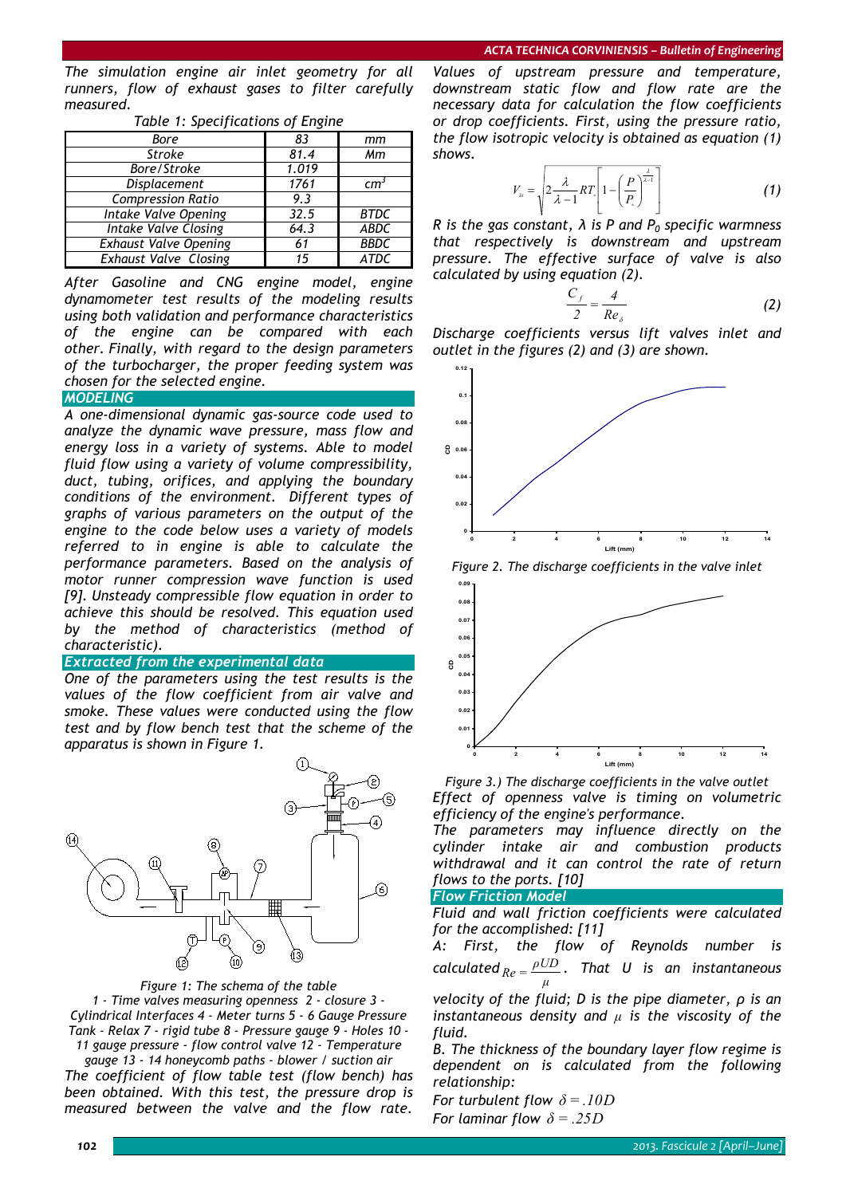*The simulation engine air inlet geometry for all runners, flow of exhaust gases to filter carefully measured.*

*Table 1: Specifications of Engine*

| | | |
|---|---|---|
| Bore | 83 | mm |
| Stroke | 81.4 | Mm |
| Bore/Stroke | 1.019 | |
| Displacement | 1761 | $cm^3$ |
| Compression Ratio | 9.3 | |
| Intake Valve Opening | 32.5 | BTDC |
| Intake Valve Closing | 64.3 | ABDC |
| Exhaust Valve Opening | 61 | BBDC |
| Exhaust Valve Closing | 15 | ATDC |

*After Gasoline and CNG engine model, engine dynamometer test results of the modeling results using both validation and performance characteristics of the engine can be compared with each other. Finally, with regard to the design parameters of the turbocharger, the proper feeding system was chosen for the selected engine.*

## MODELING

*A one-dimensional dynamic gas-source code used to analyze the dynamic wave pressure, mass flow and energy loss in a variety of systems. Able to model fluid flow using a variety of volume compressibility, duct, tubing, orifices, and applying the boundary conditions of the environment. Different types of graphs of various parameters on the output of the engine to the code below uses a variety of models referred to in engine is able to calculate the performance parameters. Based on the analysis of motor runner compression wave function is used [9]. Unsteady compressible flow equation in order to achieve this should be resolved. This equation used by the method of characteristics (method of characteristic).*

## Extracted from the experimental data

*One of the parameters using the test results is the values of the flow coefficient from air valve and smoke. These values were conducted using the flow test and by flow bench test that the scheme of the apparatus is shown in Figure 1.*

*Figure 1: The schema of the table*
*1 - Time valves measuring openness 2 - closure 3 - Cylindrical Interfaces 4 - Meter turns 5 - 6 Gauge Pressure Tank - Relax 7 - rigid tube 8 - Pressure gauge 9 - Holes 10 - 11 gauge pressure - flow control valve 12 - Temperature gauge 13 - 14 honeycomb paths - blower / suction air*

*The coefficient of flow table test (flow bench) has been obtained. With this test, the pressure drop is measured between the valve and the flow rate. Values of upstream pressure and temperature, downstream static flow and flow rate are the necessary data for calculation the flow coefficients or drop coefficients. First, using the pressure ratio, the flow isotropic velocity is obtained as equation (1) shows.*

$$V_{is} = \sqrt{2\frac{\lambda}{\lambda - 1}RT_o\left[1 - \left(\frac{P}{P_o}\right)^{\frac{\lambda}{\lambda-1}}\right]} \tag{1}$$

*R is the gas constant, λ is P and $P_0$ specific warmness that respectively is downstream and upstream pressure. The effective surface of valve is also calculated by using equation (2).*

$$\frac{C_f}{2} = \frac{4}{Re_\delta} \tag{2}$$

*Discharge coefficients versus lift valves inlet and outlet in the figures (2) and (3) are shown.*

*Figure 2. The discharge coefficients in the valve inlet*

*Figure 3.) The discharge coefficients in the valve outlet*

*Effect of openness valve is timing on volumetric efficiency of the engine's performance.*

*The parameters may influence directly on the cylinder intake air and combustion products withdrawal and it can control the rate of return flows to the ports. [10]*

## Flow Friction Model

*Fluid and wall friction coefficients were calculated for the accomplished: [11]*

*A: First, the flow of Reynolds number is calculated $Re = \frac{\rho U D}{\mu}$. That U is an instantaneous velocity of the fluid; D is the pipe diameter, ρ is an instantaneous density and $\mu$ is the viscosity of the fluid.*

*B. The thickness of the boundary layer flow regime is dependent on is calculated from the following relationship:*

*For turbulent flow $\delta = .10D$*

*For laminar flow $\delta = .25D$*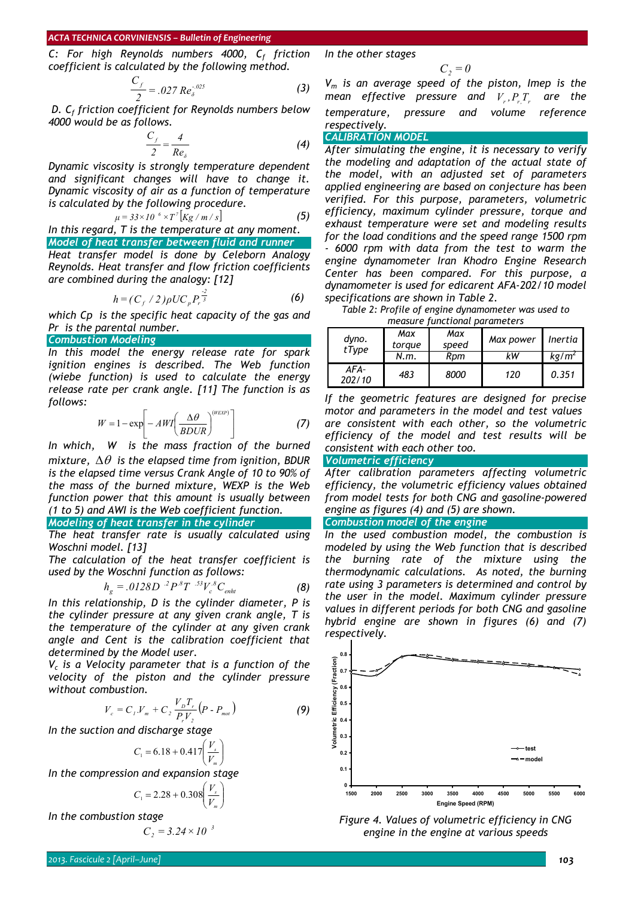C: For high Reynolds numbers 4000, $C_f$ friction coefficient is calculated by the following method.

$$\frac{C_f}{2} = .027\, Re_\delta^{-.025} \quad (3)$$

D. $C_f$ friction coefficient for Reynolds numbers below 4000 would be as follows.

$$\frac{C_f}{2} = \frac{4}{Re_\delta} \quad (4)$$

Dynamic viscosity is strongly temperature dependent and significant changes will have to change it. Dynamic viscosity of air as a function of temperature is calculated by the following procedure.

$$\mu = 33 \times 10^{-6} \times T^{.7} \left[Kg/m/s\right] \quad (5)$$

In this regard, T is the temperature at any moment.

## Model of heat transfer between fluid and runner

Heat transfer model is done by Celeborn Analogy Reynolds. Heat transfer and flow friction coefficients are combined during the analogy: [12]

$$h = (C_f / 2)\rho U C_p P_r^{\frac{-2}{3}} \quad (6)$$

which Cp is the specific heat capacity of the gas and Pr is the parental number.

## Combustion Modeling

In this model the energy release rate for spark ignition engines is described. The Web function (wiebe function) is used to calculate the energy release rate per crank angle. [11] The function is as follows:

$$W = 1 - \exp\left[-AWI\left(\frac{\Delta\theta}{BDUR}\right)^{(WEXP)}\right] \quad (7)$$

In which, W is the mass fraction of the burned mixture, $\Delta\theta$ is the elapsed time from ignition, BDUR is the elapsed time versus Crank Angle of 10 to 90% of the mass of the burned mixture, WEXP is the Web function power that this amount is usually between (1 to 5) and AWI is the Web coefficient function.

## Modeling of heat transfer in the cylinder

The heat transfer rate is usually calculated using Woschni model. [13]

The calculation of the heat transfer coefficient is used by the Woschni function as follows:

$$h_g = .0128 D^{-.2} P^{.8} T^{-.53} V_c^{.8} C_{enht} \quad (8)$$

In this relationship, D is the cylinder diameter, P is the cylinder pressure at any given crank angle, T is the temperature of the cylinder at any given crank angle and Cent is the calibration coefficient that determined by the Model user.

$V_c$ is a Velocity parameter that is a function of the velocity of the piston and the cylinder pressure without combustion.

$$V_c = C_1 . V_m + C_2 \frac{V_D T_r}{P_r V_2}\left(P - P_{mot}\right) \quad (9)$$

In the suction and discharge stage

$$C_1 = 6.18 + 0.417\left(\frac{V_s}{V_m}\right)$$

In the compression and expansion stage

$$C_1 = 2.28 + 0.308\left(\frac{V_s}{V_m}\right)$$

In the combustion stage

$$C_2 = 3.24 \times 10^{-3}$$

In the other stages

$$C_2 = 0$$

$V_m$ is an average speed of the piston, Imep is the mean effective pressure and $V_r, P_r, T_r$ are the temperature, pressure and volume reference respectively.

## CALIBRATION MODEL

After simulating the engine, it is necessary to verify the modeling and adaptation of the actual state of the model, with an adjusted set of parameters applied engineering are based on conjecture has been verified. For this purpose, parameters, volumetric efficiency, maximum cylinder pressure, torque and exhaust temperature were set and modeling results for the load conditions and the speed range 1500 rpm - 6000 rpm with data from the test to warm the engine dynamometer Iran Khodro Engine Research Center has been compared. For this purpose, a dynamometer is used for edicarent AFA-202/10 model specifications are shown in Table 2.

Table 2: Profile of engine dynamometer was used to measure functional parameters

| dyno. tType | Max torque | Max speed | Max power | Inertia |
|---|---|---|---|---|
| | N.m. | Rpm | kW | $kg/m^2$ |
| AFA-202/10 | 483 | 8000 | 120 | 0.351 |

If the geometric features are designed for precise motor and parameters in the model and test values are consistent with each other, so the volumetric efficiency of the model and test results will be consistent with each other too.

## Volumetric efficiency

After calibration parameters affecting volumetric efficiency, the volumetric efficiency values obtained from model tests for both CNG and gasoline-powered engine as figures (4) and (5) are shown.

## Combustion model of the engine

In the used combustion model, the combustion is modeled by using the Web function that is described the burning rate of the mixture using the thermodynamic calculations. As noted, the burning rate using 3 parameters is determined and control by the user in the model. Maximum cylinder pressure values in different periods for both CNG and gasoline hybrid engine are shown in figures (6) and (7) respectively.

Figure 4. Values of volumetric efficiency in CNG engine in the engine at various speeds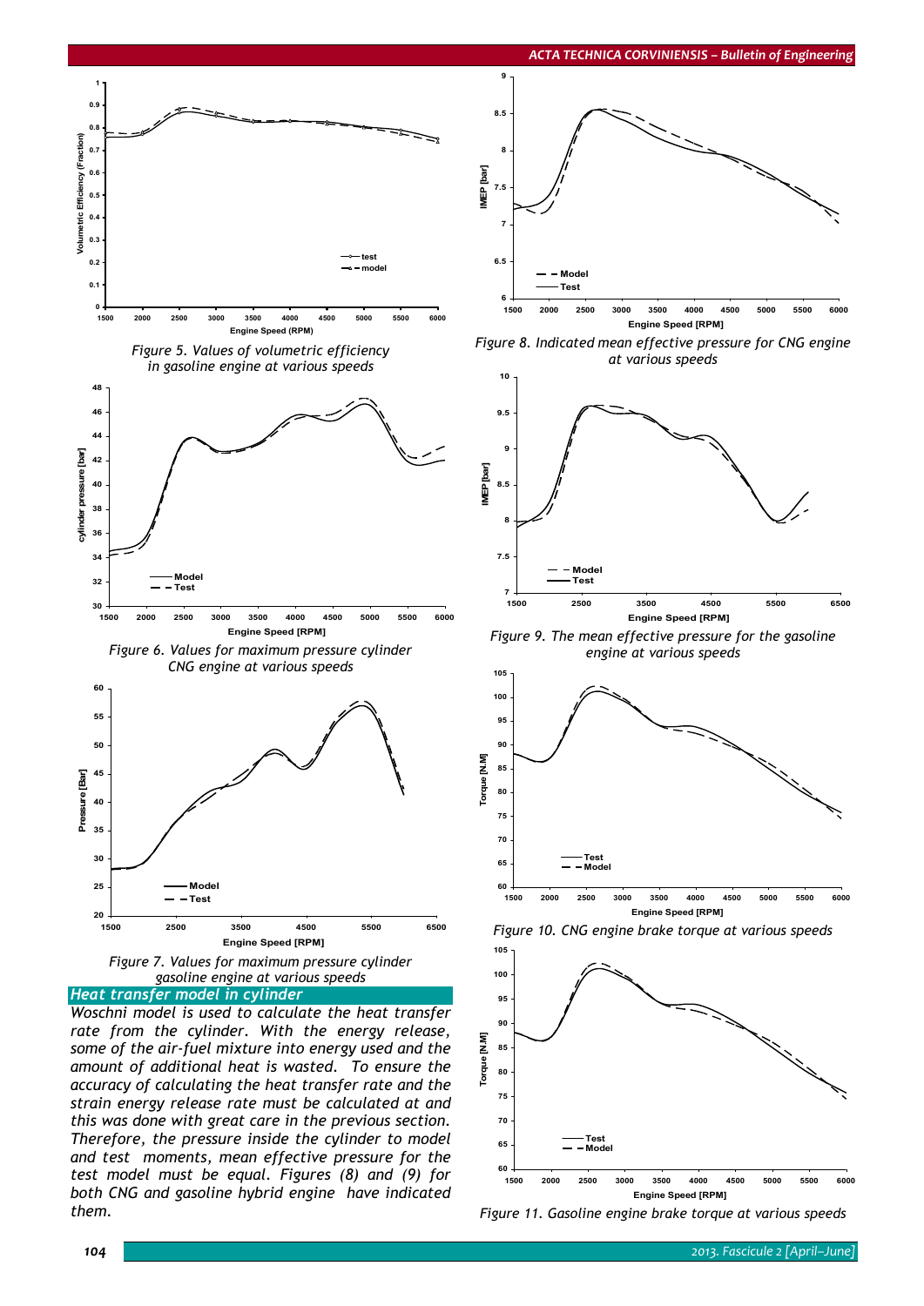Figure 5. Values of volumetric efficiency in gasoline engine at various speeds

Figure 6. Values for maximum pressure cylinder CNG engine at various speeds

Figure 7. Values for maximum pressure cylinder gasoline engine at various speeds

## Heat transfer model in cylinder

*Woschni model is used to calculate the heat transfer rate from the cylinder. With the energy release, some of the air-fuel mixture into energy used and the amount of additional heat is wasted. To ensure the accuracy of calculating the heat transfer rate and the strain energy release rate must be calculated at and this was done with great care in the previous section. Therefore, the pressure inside the cylinder to model and test moments, mean effective pressure for the test model must be equal. Figures (8) and (9) for both CNG and gasoline hybrid engine have indicated them.*

Figure 8. Indicated mean effective pressure for CNG engine at various speeds

Figure 9. The mean effective pressure for the gasoline engine at various speeds

Figure 10. CNG engine brake torque at various speeds

Figure 11. Gasoline engine brake torque at various speeds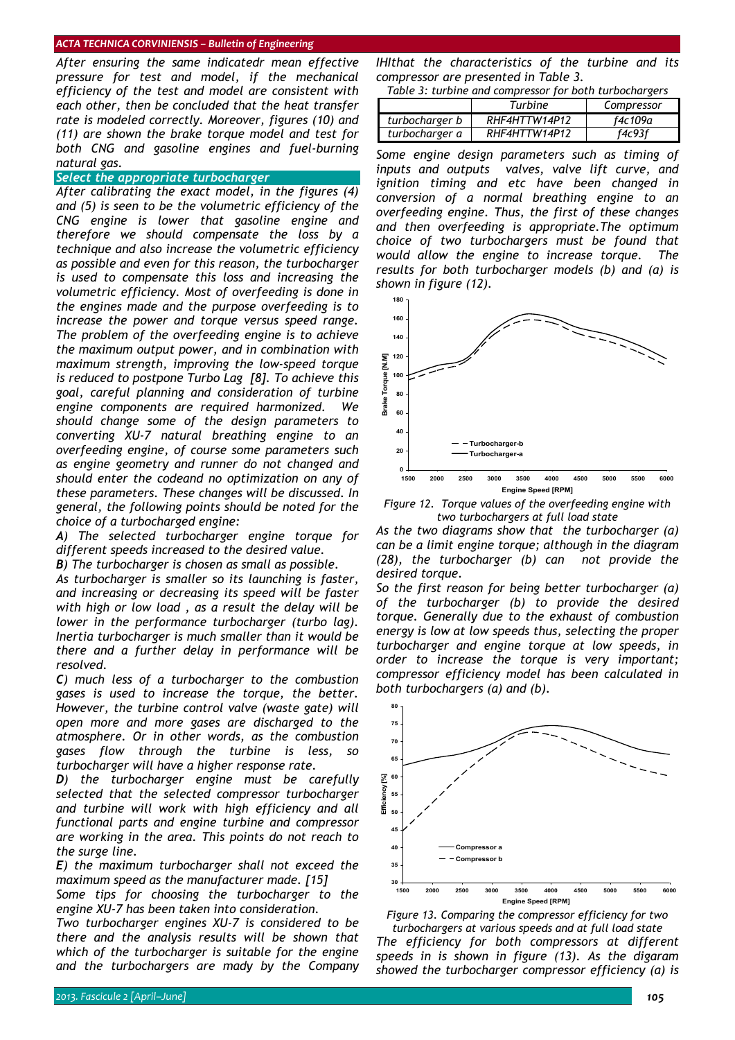*After ensuring the same indicatedr mean effective pressure for test and model, if the mechanical efficiency of the test and model are consistent with each other, then be concluded that the heat transfer rate is modeled correctly. Moreover, figures (10) and (11) are shown the brake torque model and test for both CNG and gasoline engines and fuel-burning natural gas.*

## *Select the appropriate turbocharger*

*After calibrating the exact model, in the figures (4) and (5) is seen to be the volumetric efficiency of the CNG engine is lower that gasoline engine and therefore we should compensate the loss by a technique and also increase the volumetric efficiency as possible and even for this reason, the turbocharger is used to compensate this loss and increasing the volumetric efficiency. Most of overfeeding is done in the engines made and the purpose overfeeding is to increase the power and torque versus speed range. The problem of the overfeeding engine is to achieve the maximum output power, and in combination with maximum strength, improving the low-speed torque is reduced to postpone Turbo Lag [8]. To achieve this goal, careful planning and consideration of turbine engine components are required harmonized. We should change some of the design parameters to converting XU-7 natural breathing engine to an overfeeding engine, of course some parameters such as engine geometry and runner do not changed and should enter the codeand no optimization on any of these parameters. These changes will be discussed. In general, the following points should be noted for the choice of a turbocharged engine:*

*A) The selected turbocharger engine torque for different speeds increased to the desired value.*

***B**) The turbocharger is chosen as small as possible.*

*As turbocharger is smaller so its launching is faster, and increasing or decreasing its speed will be faster with high or low load , as a result the delay will be lower in the performance turbocharger (turbo lag). Inertia turbocharger is much smaller than it would be there and a further delay in performance will be resolved.*

***C**) much less of a turbocharger to the combustion gases is used to increase the torque, the better. However, the turbine control valve (waste gate) will open more and more gases are discharged to the atmosphere. Or in other words, as the combustion gases flow through the turbine is less, so turbocharger will have a higher response rate.*

***D**) the turbocharger engine must be carefully selected that the selected compressor turbocharger and turbine will work with high efficiency and all functional parts and engine turbine and compressor are working in the area. This points do not reach to the surge line.*

*E) the maximum turbocharger shall not exceed the maximum speed as the manufacturer made. [15]*

*Some tips for choosing the turbocharger to the engine XU-7 has been taken into consideration.*

*Two turbocharger engines XU-7 is considered to be there and the analysis results will be shown that which of the turbocharger is suitable for the engine and the turbochargers are mady by the Company IHIthat the characteristics of the turbine and its compressor are presented in Table 3.*

*Table 3: turbine and compressor for both turbochargers*

| | Turbine | Compressor |
|---|---|---|
| turbocharger b | RHF4HTTW14P12 | f4c109a |
| turbocharger a | RHF4HTTW14P12 | f4c93f |

*Some engine design parameters such as timing of inputs and outputs valves, valve lift curve, and ignition timing and etc have been changed in conversion of a normal breathing engine to an overfeeding engine. Thus, the first of these changes and then overfeeding is appropriate.The optimum choice of two turbochargers must be found that would allow the engine to increase torque. The results for both turbocharger models (b) and (a) is shown in figure (12).*

*Figure 12. Torque values of the overfeeding engine with two turbochargers at full load state*

*As the two diagrams show that the turbocharger (a) can be a limit engine torque; although in the diagram (28), the turbocharger (b) can not provide the desired torque.*

*So the first reason for being better turbocharger (a) of the turbocharger (b) to provide the desired torque. Generally due to the exhaust of combustion energy is low at low speeds thus, selecting the proper turbocharger and engine torque at low speeds, in order to increase the torque is very important; compressor efficiency model has been calculated in both turbochargers (a) and (b).*

*Figure 13. Comparing the compressor efficiency for two turbochargers at various speeds and at full load state*

*The efficiency for both compressors at different speeds in is shown in figure (13). As the digaram showed the turbocharger compressor efficiency (a) is*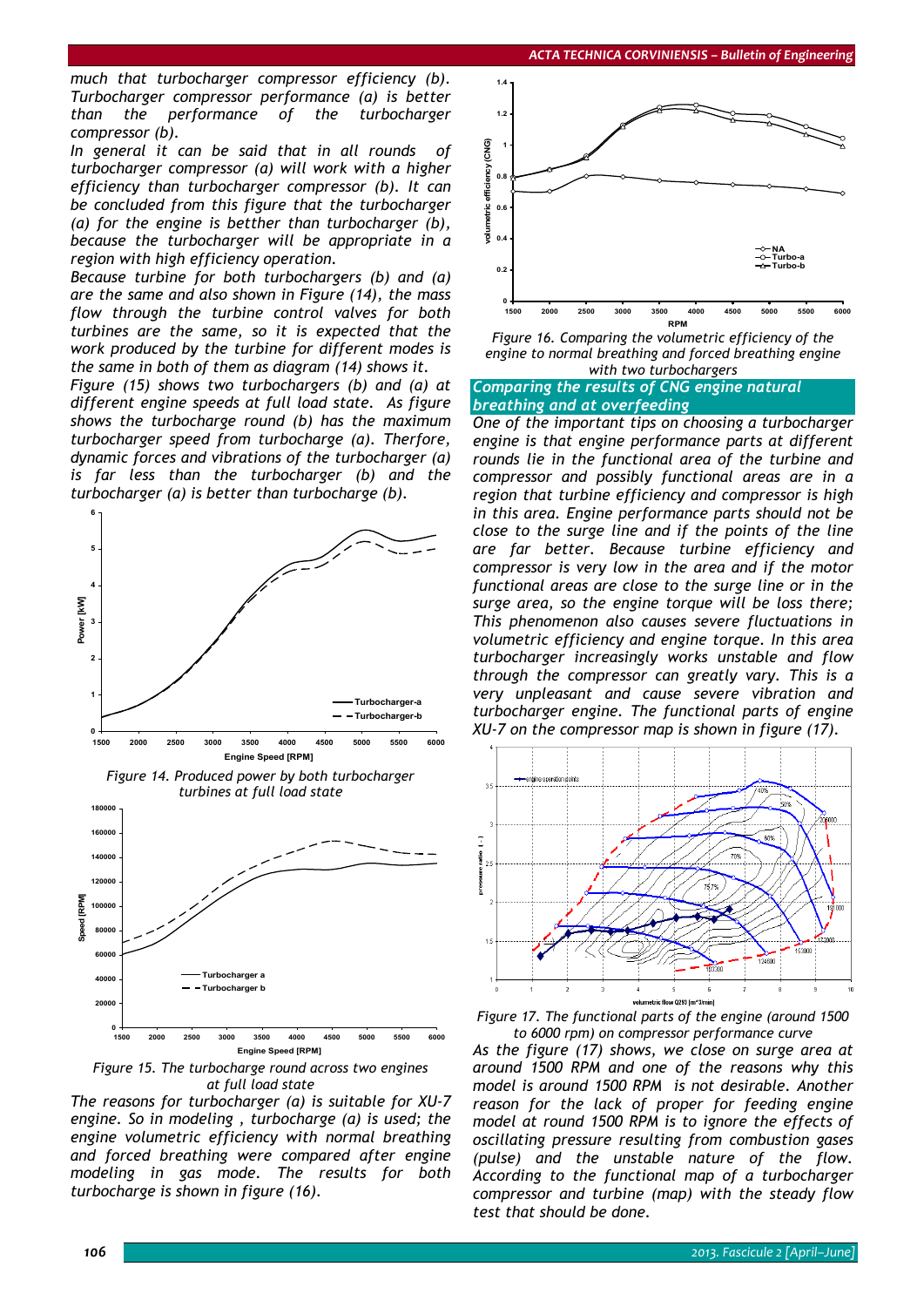*much that turbocharger compressor efficiency (b). Turbocharger compressor performance (a) is better than the performance of the turbocharger compressor (b).*

*In general it can be said that in all rounds of turbocharger compressor (a) will work with a higher efficiency than turbocharger compressor (b). It can be concluded from this figure that the turbocharger (a) for the engine is bether than turbocharger (b), because the turbocharger will be appropriate in a region with high efficiency operation.*

*Because turbine for both turbochargers (b) and (a) are the same and also shown in Figure (14), the mass flow through the turbine control valves for both turbines are the same, so it is expected that the work produced by the turbine for different modes is the same in both of them as diagram (14) shows it.*

*Figure (15) shows two turbochargers (b) and (a) at different engine speeds at full load state. As figure shows the turbocharge round (b) has the maximum turbocharger speed from turbocharge (a). Therfore, dynamic forces and vibrations of the turbocharger (a) is far less than the turbocharger (b) and the turbocharger (a) is better than turbocharge (b).*

*Figure 14. Produced power by both turbocharger turbines at full load state*

*Figure 15. The turbocharge round across two engines at full load state*

*The reasons for turbocharger (a) is suitable for XU-7 engine. So in modeling , turbocharge (a) is used; the engine volumetric efficiency with normal breathing and forced breathing were compared after engine modeling in gas mode. The results for both turbocharge is shown in figure (16).*

*Figure 16. Comparing the volumetric efficiency of the engine to normal breathing and forced breathing engine with two turbochargers*

## *Comparing the results of CNG engine natural breathing and at overfeeding*

*One of the important tips on choosing a turbocharger engine is that engine performance parts at different rounds lie in the functional area of the turbine and compressor and possibly functional areas are in a region that turbine efficiency and compressor is high in this area. Engine performance parts should not be close to the surge line and if the points of the line are far better. Because turbine efficiency and compressor is very low in the area and if the motor functional areas are close to the surge line or in the surge area, so the engine torque will be loss there; This phenomenon also causes severe fluctuations in volumetric efficiency and engine torque. In this area turbocharger increasingly works unstable and flow through the compressor can greatly vary. This is a very unpleasant and cause severe vibration and turbocharger engine. The functional parts of engine XU-7 on the compressor map is shown in figure (17).*

*Figure 17. The functional parts of the engine (around 1500 to 6000 rpm) on compressor performance curve*

*As the figure (17) shows, we close on surge area at around 1500 RPM and one of the reasons why this model is around 1500 RPM is not desirable. Another reason for the lack of proper for feeding engine model at round 1500 RPM is to ignore the effects of oscillating pressure resulting from combustion gases (pulse) and the unstable nature of the flow. According to the functional map of a turbocharger compressor and turbine (map) with the steady flow test that should be done.*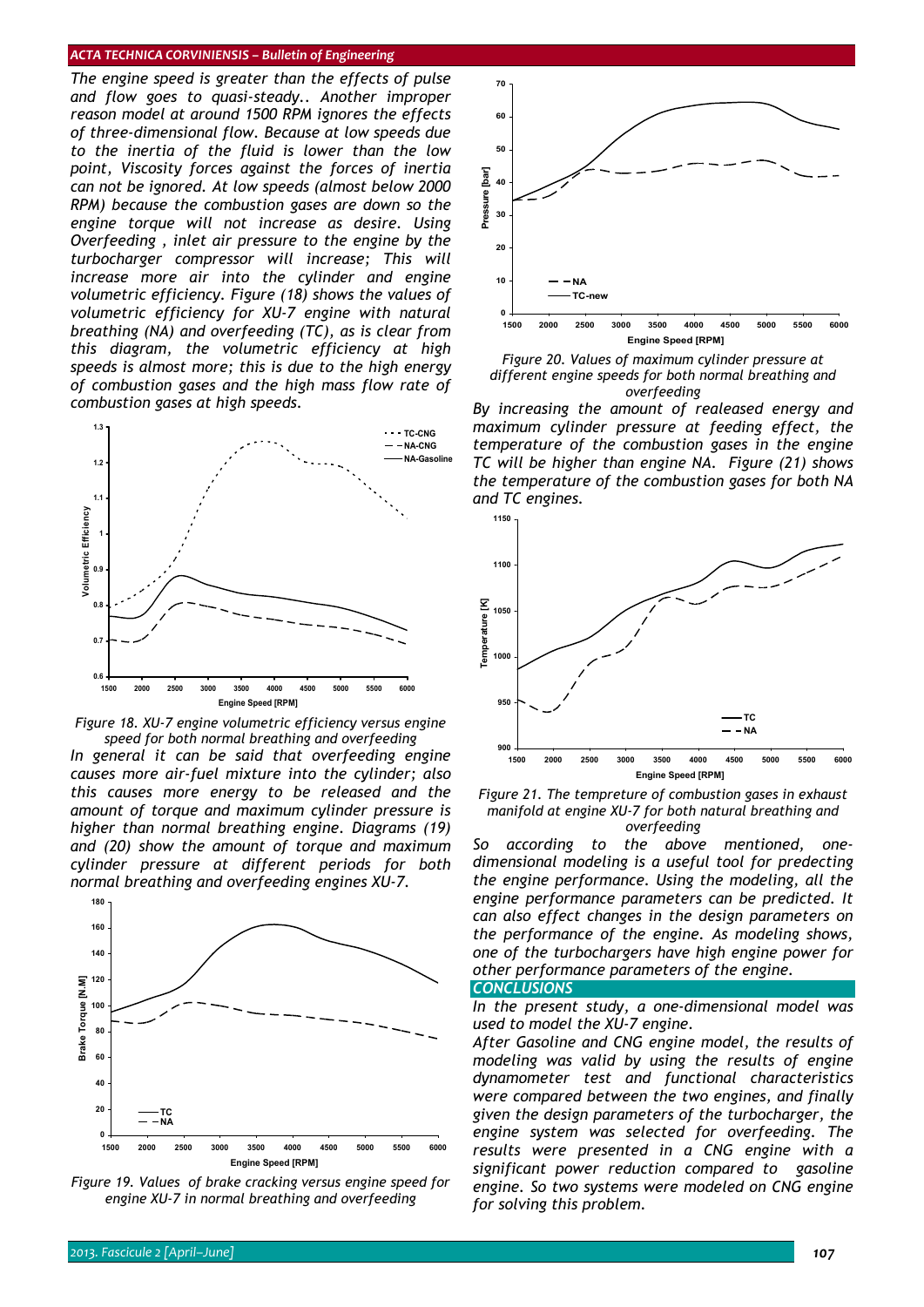The engine speed is greater than the effects of pulse and flow goes to quasi-steady.. Another improper reason model at around 1500 RPM ignores the effects of three-dimensional flow. Because at low speeds due to the inertia of the fluid is lower than the low point, Viscosity forces against the forces of inertia can not be ignored. At low speeds (almost below 2000 RPM) because the combustion gases are down so the engine torque will not increase as desire. Using Overfeeding , inlet air pressure to the engine by the turbocharger compressor will increase; This will increase more air into the cylinder and engine volumetric efficiency. Figure (18) shows the values of volumetric efficiency for XU-7 engine with natural breathing (NA) and overfeeding (TC), as is clear from this diagram, the volumetric efficiency at high speeds is almost more; this is due to the high energy of combustion gases and the high mass flow rate of combustion gases at high speeds.

*Figure 18. XU-7 engine volumetric efficiency versus engine speed for both normal breathing and overfeeding*

In general it can be said that overfeeding engine causes more air-fuel mixture into the cylinder; also this causes more energy to be released and the amount of torque and maximum cylinder pressure is higher than normal breathing engine. Diagrams (19) and (20) show the amount of torque and maximum cylinder pressure at different periods for both normal breathing and overfeeding engines XU-7.

*Figure 19. Values of brake cracking versus engine speed for engine XU-7 in normal breathing and overfeeding*

*Figure 20. Values of maximum cylinder pressure at different engine speeds for both normal breathing and overfeeding*

By increasing the amount of realeased energy and maximum cylinder pressure at feeding effect, the temperature of the combustion gases in the engine TC will be higher than engine NA. Figure (21) shows the temperature of the combustion gases for both NA and TC engines.

*Figure 21. The tempreture of combustion gases in exhaust manifold at engine XU-7 for both natural breathing and overfeeding*

So according to the above mentioned, one-dimensional modeling is a useful tool for predecting the engine performance. Using the modeling, all the engine performance parameters can be predicted. It can also effect changes in the design parameters on the performance of the engine. As modeling shows, one of the turbochargers have high engine power for other performance parameters of the engine.

## CONCLUSIONS

In the present study, a one-dimensional model was used to model the XU-7 engine.

After Gasoline and CNG engine model, the results of modeling was valid by using the results of engine dynamometer test and functional characteristics were compared between the two engines, and finally given the design parameters of the turbocharger, the engine system was selected for overfeeding. The results in a CNG engine with a significant power reduction compared to gasoline engine. So two systems were modeled on CNG engine for solving this problem.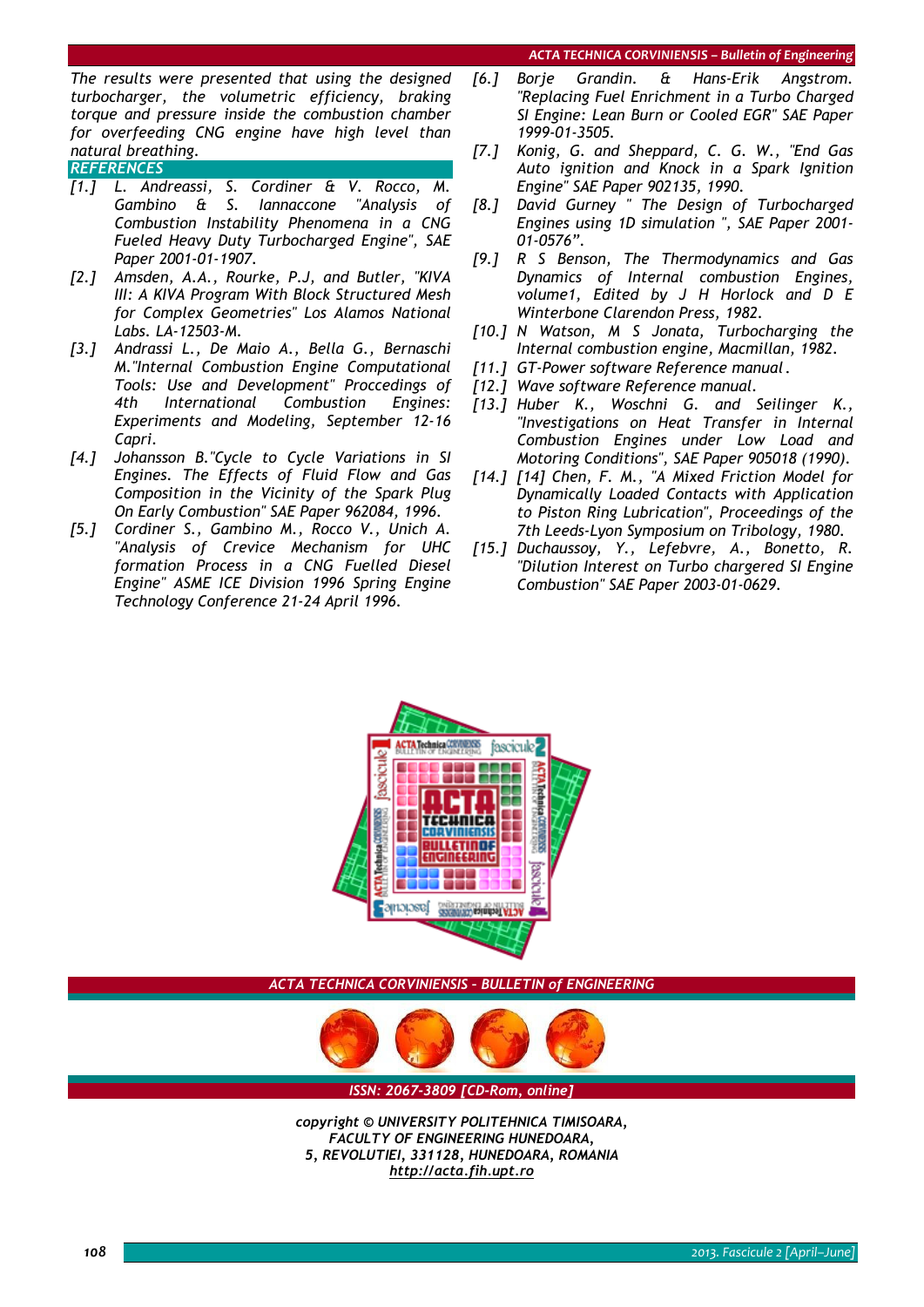*The results were presented that using the designed turbocharger, the volumetric efficiency, braking torque and pressure inside the combustion chamber for overfeeding CNG engine have high level than natural breathing.*

## REFERENCES

[1.] L. Andreassi, S. Cordiner & V. Rocco, M. Gambino & S. Iannaccone "Analysis of Combustion Instability Phenomena in a CNG Fueled Heavy Duty Turbocharged Engine", SAE Paper 2001-01-1907.

[2.] Amsden, A.A., Rourke, P.J, and Butler, "KIVA III: A KIVA Program With Block Structured Mesh for Complex Geometries" Los Alamos National Labs. LA-12503-M.

[3.] Andrassi L., De Maio A., Bella G., Bernaschi M."Internal Combustion Engine Computational Tools: Use and Development" Proccedings of 4th International Combustion Engines: Experiments and Modeling, September 12-16 Capri.

[4.] Johansson B."Cycle to Cycle Variations in SI Engines. The Effects of Fluid Flow and Gas Composition in the Vicinity of the Spark Plug On Early Combustion" SAE Paper 962084, 1996.

[5.] Cordiner S., Gambino M., Rocco V., Unich A. "Analysis of Crevice Mechanism for UHC formation Process in a CNG Fuelled Diesel Engine" ASME ICE Division 1996 Spring Engine Technology Conference 21-24 April 1996.

[6.] Borje Grandin. & Hans-Erik Angstrom. "Replacing Fuel Enrichment in a Turbo Charged SI Engine: Lean Burn or Cooled EGR" SAE Paper 1999-01-3505.

[7.] Konig, G. and Sheppard, C. G. W., "End Gas Auto ignition and Knock in a Spark Ignition Engine" SAE Paper 902135, 1990.

[8.] David Gurney " The Design of Turbocharged Engines using 1D simulation ", SAE Paper 2001-01-0576".

[9.] R S Benson, The Thermodynamics and Gas Dynamics of Internal combustion Engines, volume1, Edited by J H Horlock and D E Winterbone Clarendon Press, 1982.

[10.] N Watson, M S Jonata, Turbocharging the Internal combustion engine, Macmillan, 1982.

[11.] GT-Power software Reference manual.

[12.] Wave software Reference manual.

[13.] Huber K., Woschni G. and Seilinger K., "Investigations on Heat Transfer in Internal Combustion Engines under Low Load and Motoring Conditions", SAE Paper 905018 (1990).

[14.] [14] Chen, F. M., "A Mixed Friction Model for Dynamically Loaded Contacts with Application to Piston Ring Lubrication", Proceedings of the 7th Leeds-Lyon Symposium on Tribology, 1980.

[15.] Duchaussoy, Y., Lefebvre, A., Bonetto, R. "Dilution Interest on Turbo chargered SI Engine Combustion" SAE Paper 2003-01-0629.

ACTA TECHNICA CORVINIENSIS – BULLETIN of ENGINEERING

ISSN: 2067-3809 [CD-Rom, online]

copyright © UNIVERSITY POLITEHNICA TIMISOARA,
FACULTY OF ENGINEERING HUNEDOARA,
5, REVOLUTIEI, 331128, HUNEDOARA, ROMANIA
http://acta.fih.upt.ro